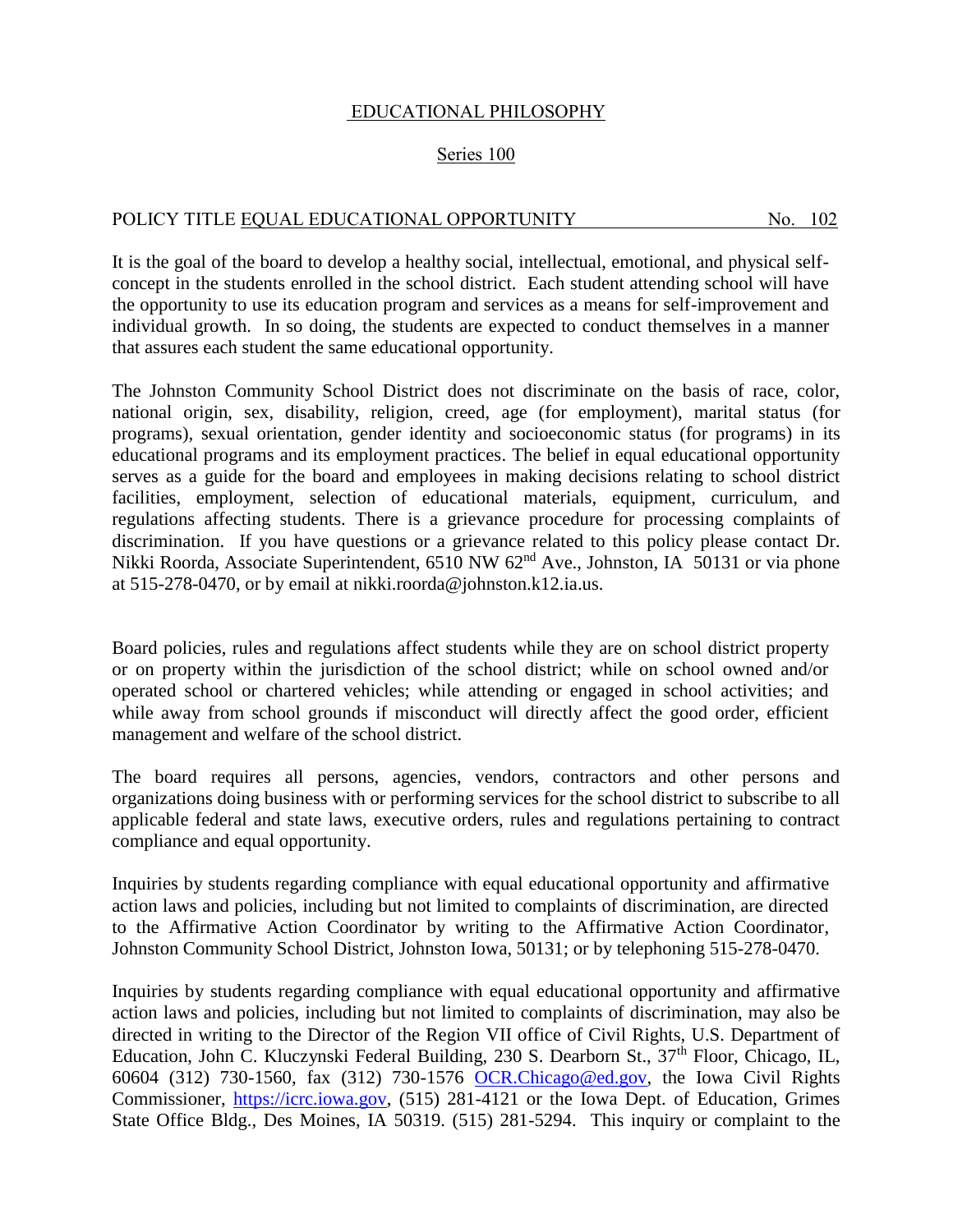# EDUCATIONAL PHILOSOPHY

## Series 100

POLICY TITLE EQUAL EDUCATIONAL OPPORTUNITY No. 102

It is the goal of the board to develop a healthy social, intellectual, emotional, and physical self-concept in the students enrolled in the school district. Each student attending school will have the opportunity to use its education program and services as a means for self-improvement and individual growth. In so doing, the students are expected to conduct themselves in a manner that assures each student the same educational opportunity.

The Johnston Community School District does not discriminate on the basis of race, color, national origin, sex, disability, religion, creed, age (for employment), marital status (for programs), sexual orientation, gender identity and socioeconomic status (for programs) in its educational programs and its employment practices. The belief in equal educational opportunity serves as a guide for the board and employees in making decisions relating to school district facilities, employment, selection of educational materials, equipment, curriculum, and regulations affecting students. There is a grievance procedure for processing complaints of discrimination. If you have questions or a grievance related to this policy please contact Dr. Nikki Roorda, Associate Superintendent, 6510 NW 62nd Ave., Johnston, IA 50131 or via phone at 515-278-0470, or by email at nikki.roorda@johnston.k12.ia.us.

Board policies, rules and regulations affect students while they are on school district property or on property within the jurisdiction of the school district; while on school owned and/or operated school or chartered vehicles; while attending or engaged in school activities; and while away from school grounds if misconduct will directly affect the good order, efficient management and welfare of the school district.

The board requires all persons, agencies, vendors, contractors and other persons and organizations doing business with or performing services for the school district to subscribe to all applicable federal and state laws, executive orders, rules and regulations pertaining to contract compliance and equal opportunity.

Inquiries by students regarding compliance with equal educational opportunity and affirmative action laws and policies, including but not limited to complaints of discrimination, are directed to the Affirmative Action Coordinator by writing to the Affirmative Action Coordinator, Johnston Community School District, Johnston Iowa, 50131; or by telephoning 515-278-0470.

Inquiries by students regarding compliance with equal educational opportunity and affirmative action laws and policies, including but not limited to complaints of discrimination, may also be directed in writing to the Director of the Region VII office of Civil Rights, U.S. Department of Education, John C. Kluczynski Federal Building, 230 S. Dearborn St., 37th Floor, Chicago, IL, 60604 (312) 730-1560, fax (312) 730-1576 OCR.Chicago@ed.gov, the Iowa Civil Rights Commissioner, https://icrc.iowa.gov, (515) 281-4121 or the Iowa Dept. of Education, Grimes State Office Bldg., Des Moines, IA 50319. (515) 281-5294. This inquiry or complaint to the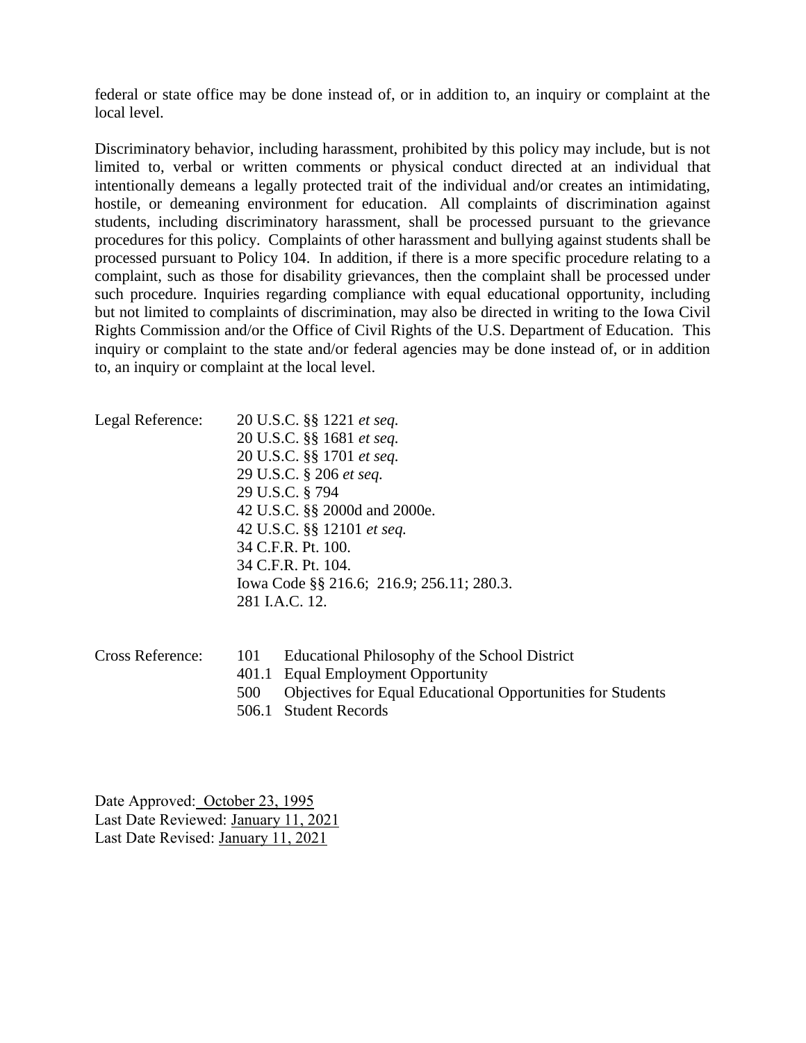federal or state office may be done instead of, or in addition to, an inquiry or complaint at the local level.

Discriminatory behavior, including harassment, prohibited by this policy may include, but is not limited to, verbal or written comments or physical conduct directed at an individual that intentionally demeans a legally protected trait of the individual and/or creates an intimidating, hostile, or demeaning environment for education. All complaints of discrimination against students, including discriminatory harassment, shall be processed pursuant to the grievance procedures for this policy. Complaints of other harassment and bullying against students shall be processed pursuant to Policy 104. In addition, if there is a more specific procedure relating to a complaint, such as those for disability grievances, then the complaint shall be processed under such procedure. Inquiries regarding compliance with equal educational opportunity, including but not limited to complaints of discrimination, may also be directed in writing to the Iowa Civil Rights Commission and/or the Office of Civil Rights of the U.S. Department of Education. This inquiry or complaint to the state and/or federal agencies may be done instead of, or in addition to, an inquiry or complaint at the local level.

Legal Reference:

20 U.S.C. §§ 1221 *et seq.*
20 U.S.C. §§ 1681 *et seq.*
20 U.S.C. §§ 1701 *et seq.*
29 U.S.C. § 206 *et seq.*
29 U.S.C. § 794
42 U.S.C. §§ 2000d and 2000e.
42 U.S.C. §§ 12101 *et seq.*
34 C.F.R. Pt. 100.
34 C.F.R. Pt. 104.
Iowa Code §§ 216.6; 216.9; 256.11; 280.3.
281 I.A.C. 12.

Cross Reference:

101 Educational Philosophy of the School District
401.1 Equal Employment Opportunity
500 Objectives for Equal Educational Opportunities for Students
506.1 Student Records

Date Approved: October 23, 1995
Last Date Reviewed: January 11, 2021
Last Date Revised: January 11, 2021